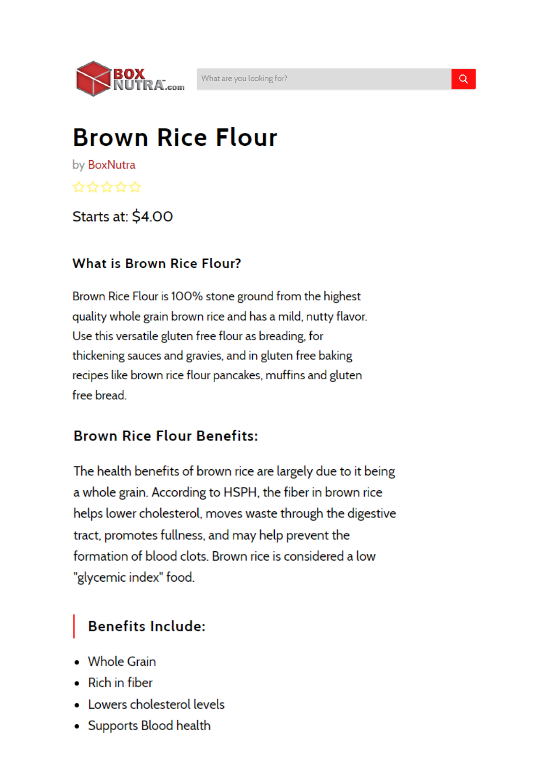# Brown Rice Flour

by BoxNutra

Starts at: $4.00

### What is Brown Rice Flour?

Brown Rice Flour is 100% stone ground from the highest quality whole grain brown rice and has a mild, nutty flavor. Use this versatile gluten free flour as breading, for thickening sauces and gravies, and in gluten free baking recipes like brown rice flour pancakes, muffins and gluten free bread.

### Brown Rice Flour Benefits:

The health benefits of brown rice are largely due to it being a whole grain. According to HSPH, the fiber in brown rice helps lower cholesterol, moves waste through the digestive tract, promotes fullness, and may help prevent the formation of blood clots. Brown rice is considered a low "glycemic index" food.

### Benefits Include:

- Whole Grain
- Rich in fiber
- Lowers cholesterol levels
- Supports Blood health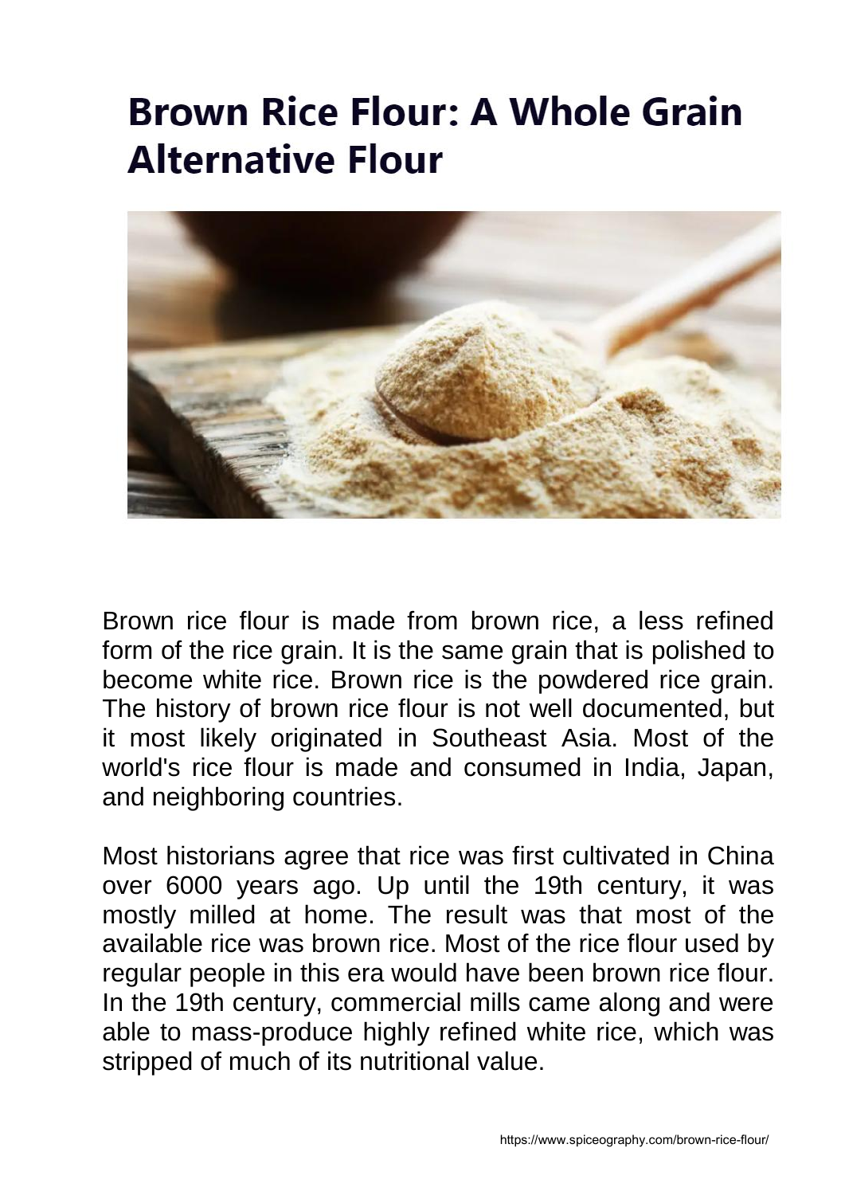# Brown Rice Flour: A Whole Grain Alternative Flour

Brown rice flour is made from brown rice, a less refined form of the rice grain. It is the same grain that is polished to become white rice. Brown rice is the powdered rice grain. The history of brown rice flour is not well documented, but it most likely originated in Southeast Asia. Most of the world's rice flour is made and consumed in India, Japan, and neighboring countries.

Most historians agree that rice was first cultivated in China over 6000 years ago. Up until the 19th century, it was mostly milled at home. The result was that most of the available rice was brown rice. Most of the rice flour used by regular people in this era would have been brown rice flour. In the 19th century, commercial mills came along and were able to mass-produce highly refined white rice, which was stripped of much of its nutritional value.

https://www.spiceography.com/brown-rice-flour/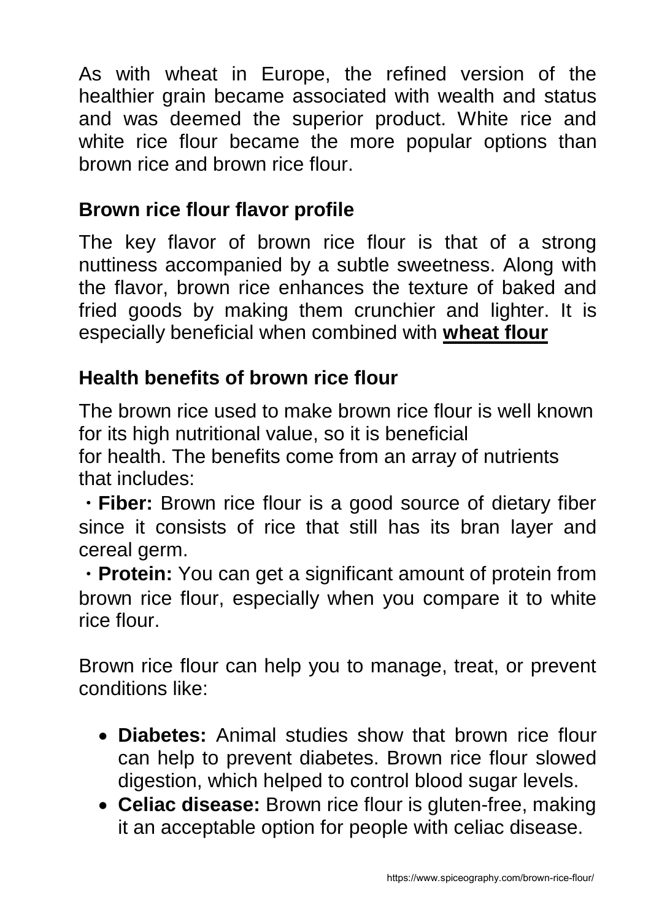As with wheat in Europe, the refined version of the healthier grain became associated with wealth and status and was deemed the superior product. White rice and white rice flour became the more popular options than brown rice and brown rice flour.

## Brown rice flour flavor profile

The key flavor of brown rice flour is that of a strong nuttiness accompanied by a subtle sweetness. Along with the flavor, brown rice enhances the texture of baked and fried goods by making them crunchier and lighter. It is especially beneficial when combined with **wheat flour**

## Health benefits of brown rice flour

The brown rice used to make brown rice flour is well known for its high nutritional value, so it is beneficial for health. The benefits come from an array of nutrients that includes:

・**Fiber:** Brown rice flour is a good source of dietary fiber since it consists of rice that still has its bran layer and cereal germ.

・**Protein:** You can get a significant amount of protein from brown rice flour, especially when you compare it to white rice flour.

Brown rice flour can help you to manage, treat, or prevent conditions like:

- **Diabetes:** Animal studies show that brown rice flour can help to prevent diabetes. Brown rice flour slowed digestion, which helped to control blood sugar levels.
- **Celiac disease:** Brown rice flour is gluten-free, making it an acceptable option for people with celiac disease.

https://www.spiceography.com/brown-rice-flour/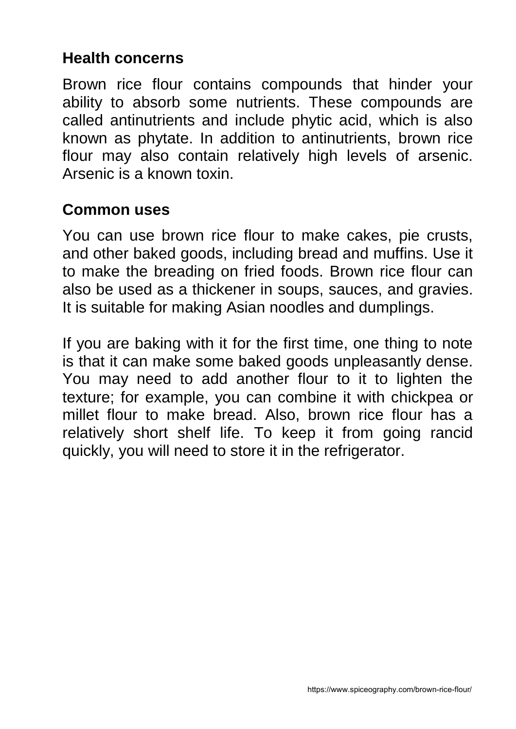## Health concerns

Brown rice flour contains compounds that hinder your ability to absorb some nutrients. These compounds are called antinutrients and include phytic acid, which is also known as phytate. In addition to antinutrients, brown rice flour may also contain relatively high levels of arsenic. Arsenic is a known toxin.

## Common uses

You can use brown rice flour to make cakes, pie crusts, and other baked goods, including bread and muffins. Use it to make the breading on fried foods. Brown rice flour can also be used as a thickener in soups, sauces, and gravies. It is suitable for making Asian noodles and dumplings.

If you are baking with it for the first time, one thing to note is that it can make some baked goods unpleasantly dense. You may need to add another flour to it to lighten the texture; for example, you can combine it with chickpea or millet flour to make bread. Also, brown rice flour has a relatively short shelf life. To keep it from going rancid quickly, you will need to store it in the refrigerator.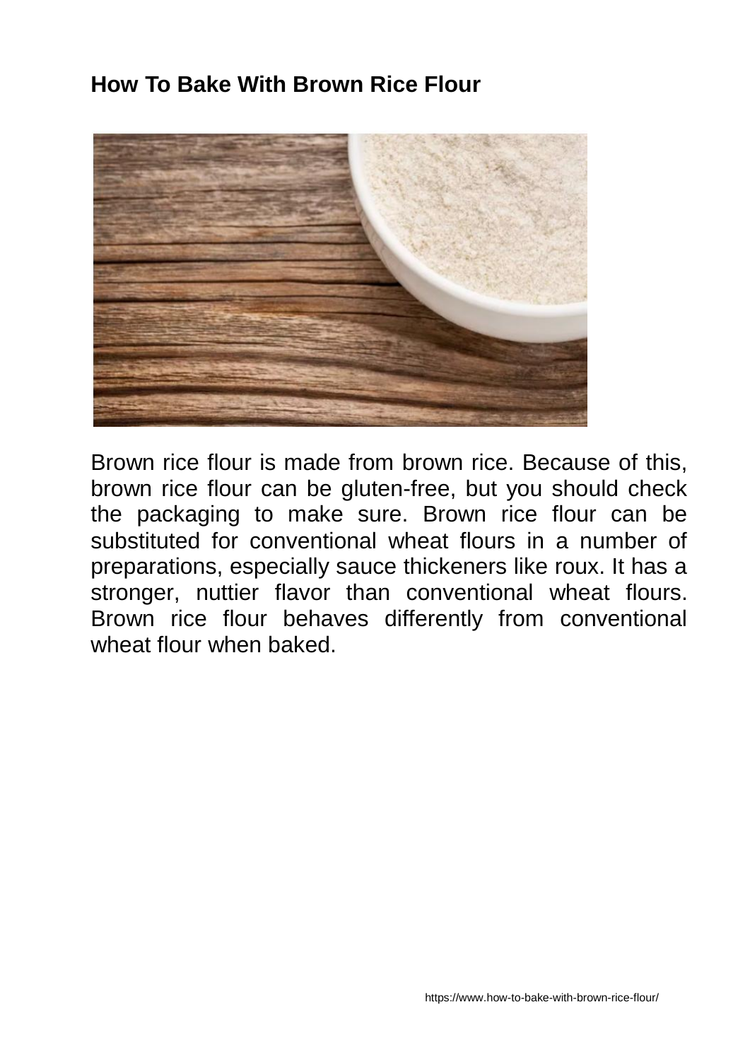## How To Bake With Brown Rice Flour

Brown rice flour is made from brown rice. Because of this, brown rice flour can be gluten-free, but you should check the packaging to make sure. Brown rice flour can be substituted for conventional wheat flours in a number of preparations, especially sauce thickeners like roux. It has a stronger, nuttier flavor than conventional wheat flours. Brown rice flour behaves differently from conventional wheat flour when baked.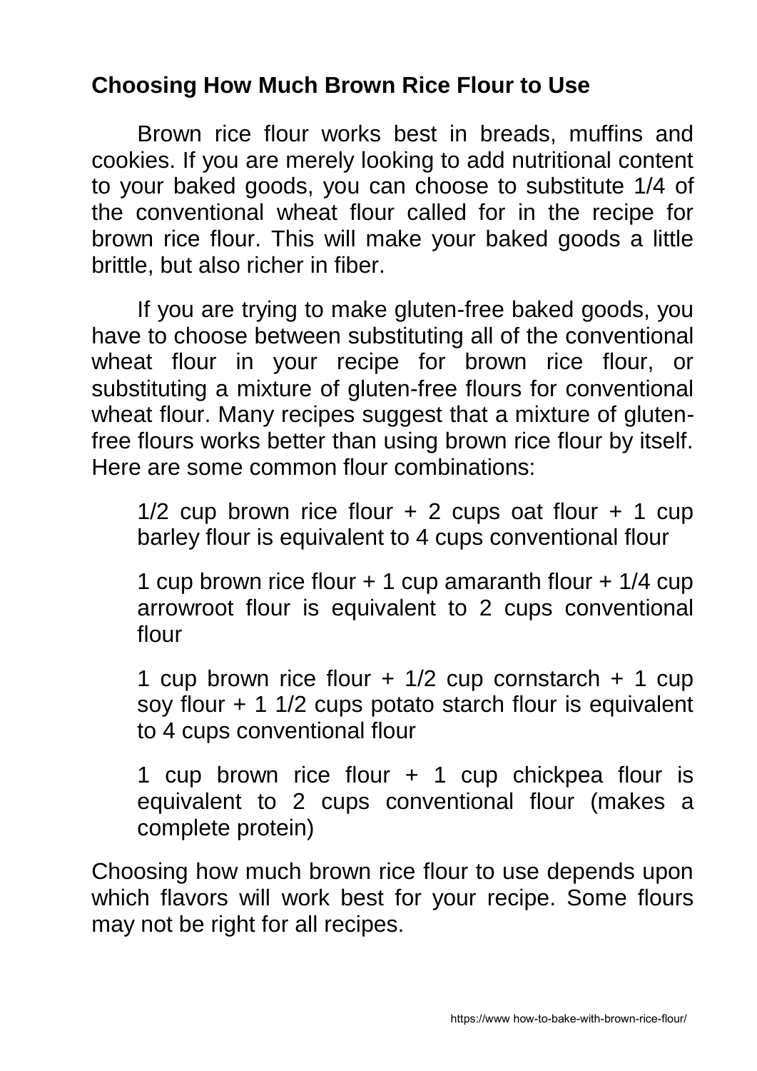## Choosing How Much Brown Rice Flour to Use

Brown rice flour works best in breads, muffins and cookies. If you are merely looking to add nutritional content to your baked goods, you can choose to substitute 1/4 of the conventional wheat flour called for in the recipe for brown rice flour. This will make your baked goods a little brittle, but also richer in fiber.

If you are trying to make gluten-free baked goods, you have to choose between substituting all of the conventional wheat flour in your recipe for brown rice flour, or substituting a mixture of gluten-free flours for conventional wheat flour. Many recipes suggest that a mixture of gluten-free flours works better than using brown rice flour by itself. Here are some common flour combinations:

> 1/2 cup brown rice flour + 2 cups oat flour + 1 cup barley flour is equivalent to 4 cups conventional flour
>
> 1 cup brown rice flour + 1 cup amaranth flour + 1/4 cup arrowroot flour is equivalent to 2 cups conventional flour
>
> 1 cup brown rice flour + 1/2 cup cornstarch + 1 cup soy flour + 1 1/2 cups potato starch flour is equivalent to 4 cups conventional flour
>
> 1 cup brown rice flour + 1 cup chickpea flour is equivalent to 2 cups conventional flour (makes a complete protein)

Choosing how much brown rice flour to use depends upon which flavors will work best for your recipe. Some flours may not be right for all recipes.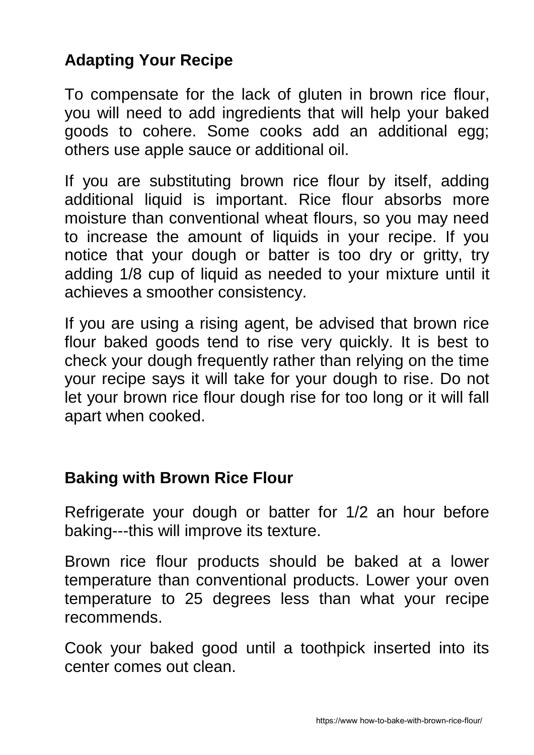## Adapting Your Recipe

To compensate for the lack of gluten in brown rice flour, you will need to add ingredients that will help your baked goods to cohere. Some cooks add an additional egg; others use apple sauce or additional oil.

If you are substituting brown rice flour by itself, adding additional liquid is important. Rice flour absorbs more moisture than conventional wheat flours, so you may need to increase the amount of liquids in your recipe. If you notice that your dough or batter is too dry or gritty, try adding 1/8 cup of liquid as needed to your mixture until it achieves a smoother consistency.

If you are using a rising agent, be advised that brown rice flour baked goods tend to rise very quickly. It is best to check your dough frequently rather than relying on the time your recipe says it will take for your dough to rise. Do not let your brown rice flour dough rise for too long or it will fall apart when cooked.

## Baking with Brown Rice Flour

Refrigerate your dough or batter for 1/2 an hour before baking---this will improve its texture.

Brown rice flour products should be baked at a lower temperature than conventional products. Lower your oven temperature to 25 degrees less than what your recipe recommends.

Cook your baked good until a toothpick inserted into its center comes out clean.

https://www how-to-bake-with-brown-rice-flour/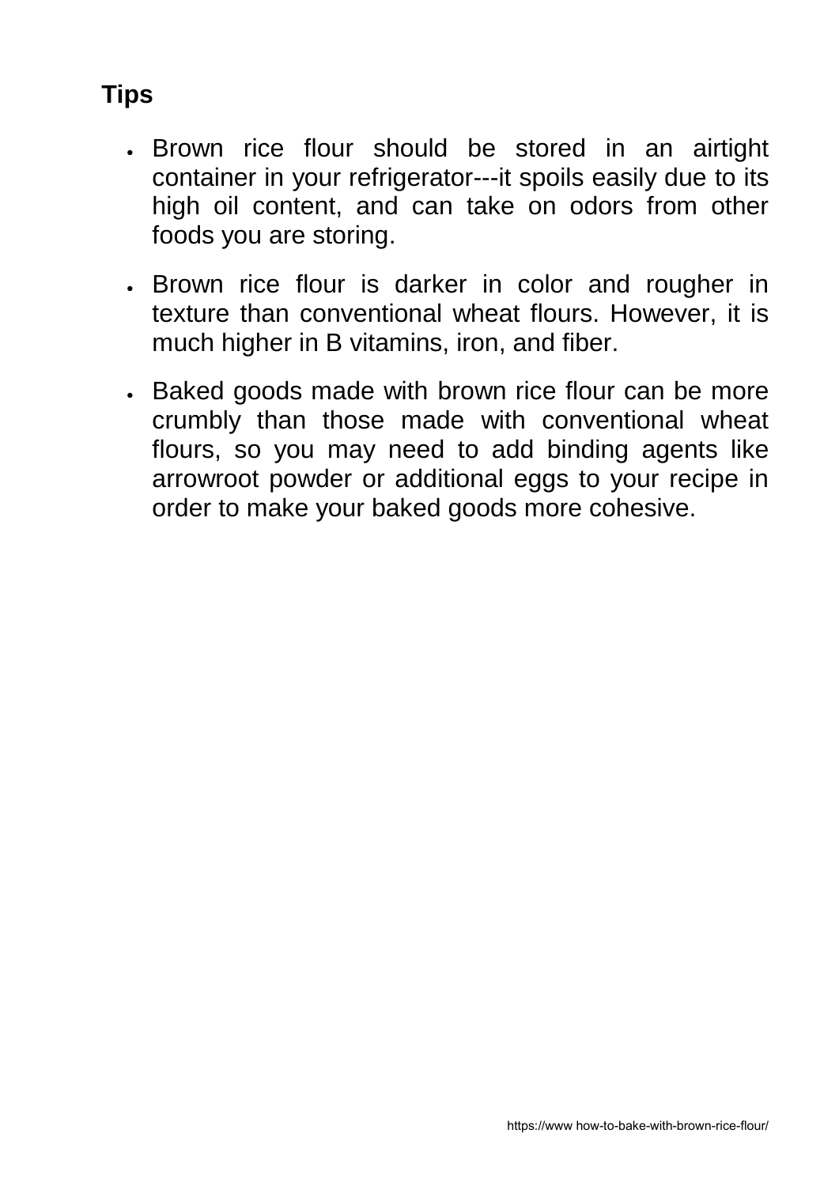## Tips

- Brown rice flour should be stored in an airtight container in your refrigerator---it spoils easily due to its high oil content, and can take on odors from other foods you are storing.
- Brown rice flour is darker in color and rougher in texture than conventional wheat flours. However, it is much higher in B vitamins, iron, and fiber.
- Baked goods made with brown rice flour can be more crumbly than those made with conventional wheat flours, so you may need to add binding agents like arrowroot powder or additional eggs to your recipe in order to make your baked goods more cohesive.

https://www how-to-bake-with-brown-rice-flour/